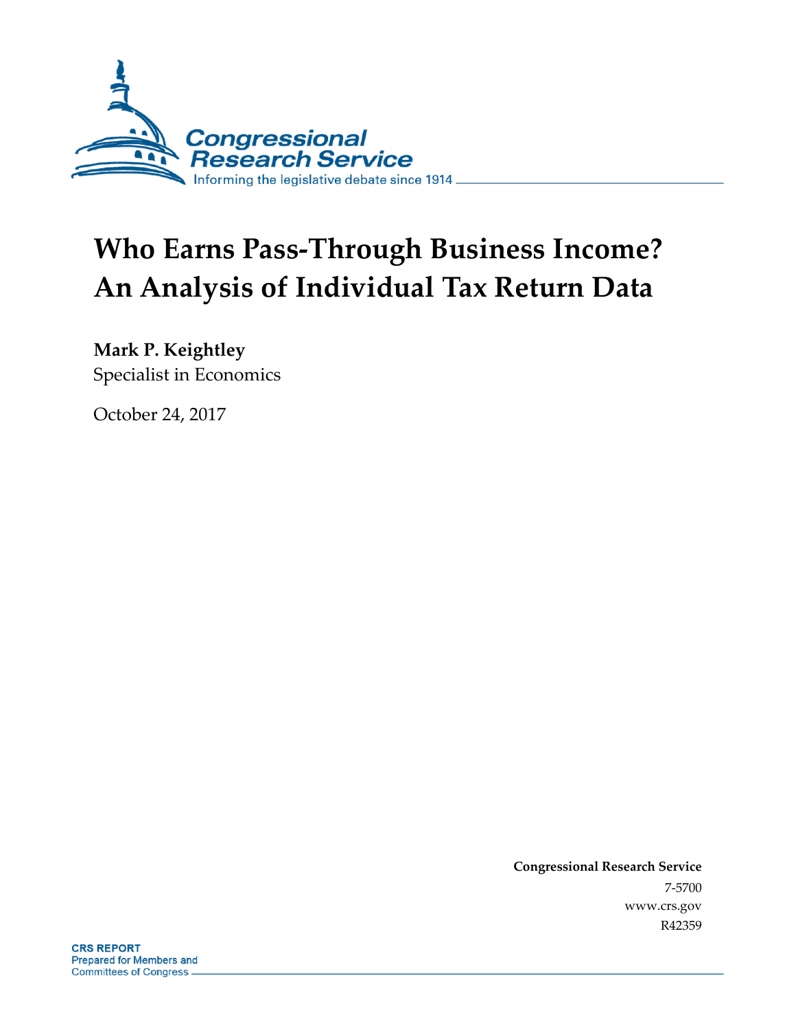Congressional Research Service

Informing the legislative debate since 1914

# Who Earns Pass-Through Business Income? An Analysis of Individual Tax Return Data

**Mark P. Keightley**

Specialist in Economics

October 24, 2017

**Congressional Research Service**

7-5700

www.crs.gov

R42359

**CRS REPORT**

Prepared for Members and Committees of Congress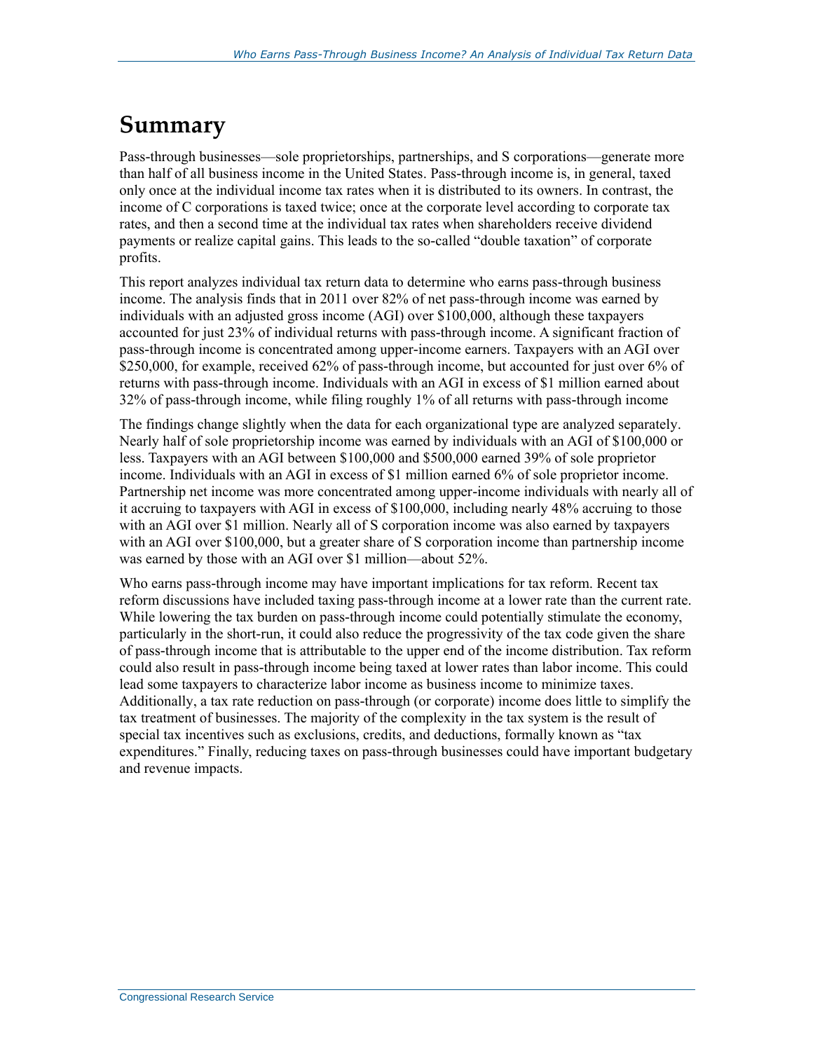# Summary

Pass-through businesses—sole proprietorships, partnerships, and S corporations—generate more than half of all business income in the United States. Pass-through income is, in general, taxed only once at the individual income tax rates when it is distributed to its owners. In contrast, the income of C corporations is taxed twice; once at the corporate level according to corporate tax rates, and then a second time at the individual tax rates when shareholders receive dividend payments or realize capital gains. This leads to the so-called "double taxation" of corporate profits.

This report analyzes individual tax return data to determine who earns pass-through business income. The analysis finds that in 2011 over 82% of net pass-through income was earned by individuals with an adjusted gross income (AGI) over $100,000, although these taxpayers accounted for just 23% of individual returns with pass-through income. A significant fraction of pass-through income is concentrated among upper-income earners. Taxpayers with an AGI over $250,000, for example, received 62% of pass-through income, but accounted for just over 6% of returns with pass-through income. Individuals with an AGI in excess of $1 million earned about 32% of pass-through income, while filing roughly 1% of all returns with pass-through income

The findings change slightly when the data for each organizational type are analyzed separately. Nearly half of sole proprietorship income was earned by individuals with an AGI of $100,000 or less. Taxpayers with an AGI between $100,000 and $500,000 earned 39% of sole proprietor income. Individuals with an AGI in excess of $1 million earned 6% of sole proprietor income. Partnership net income was more concentrated among upper-income individuals with nearly all of it accruing to taxpayers with AGI in excess of $100,000, including nearly 48% accruing to those with an AGI over $1 million. Nearly all of S corporation income was also earned by taxpayers with an AGI over $100,000, but a greater share of S corporation income than partnership income was earned by those with an AGI over $1 million—about 52%.

Who earns pass-through income may have important implications for tax reform. Recent tax reform discussions have included taxing pass-through income at a lower rate than the current rate. While lowering the tax burden on pass-through income could potentially stimulate the economy, particularly in the short-run, it could also reduce the progressivity of the tax code given the share of pass-through income that is attributable to the upper end of the income distribution. Tax reform could also result in pass-through income being taxed at lower rates than labor income. This could lead some taxpayers to characterize labor income as business income to minimize taxes. Additionally, a tax rate reduction on pass-through (or corporate) income does little to simplify the tax treatment of businesses. The majority of the complexity in the tax system is the result of special tax incentives such as exclusions, credits, and deductions, formally known as "tax expenditures." Finally, reducing taxes on pass-through businesses could have important budgetary and revenue impacts.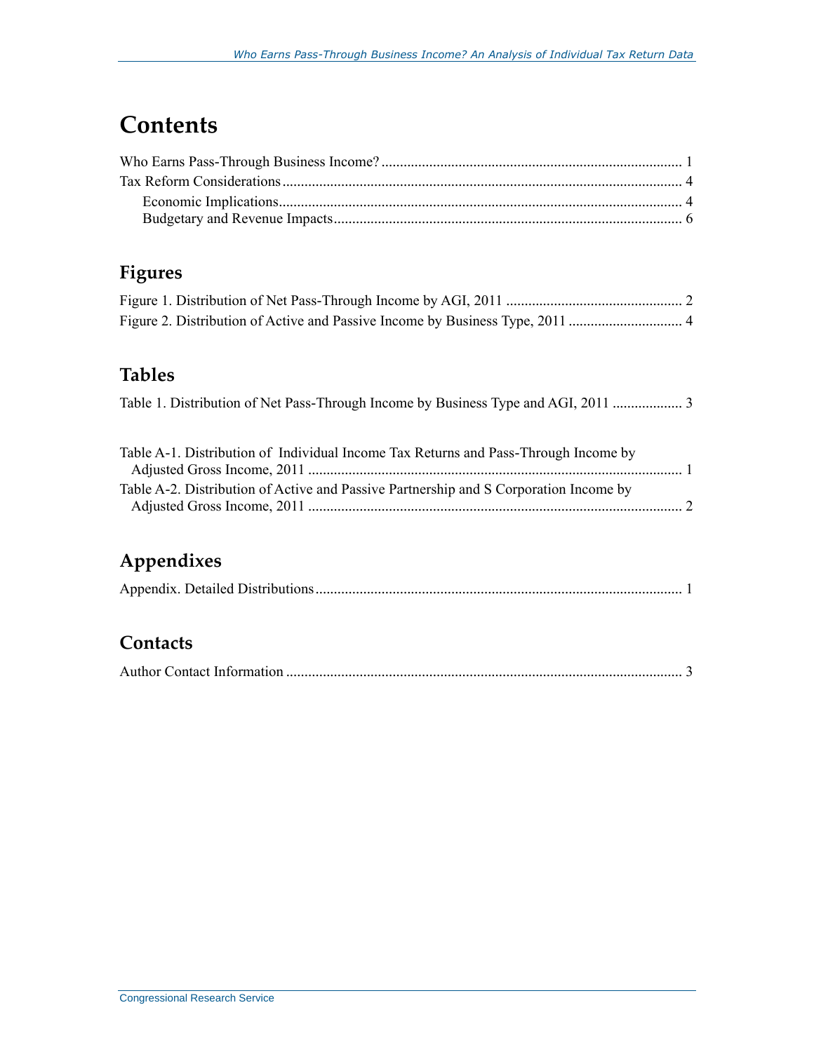# Contents

Who Earns Pass-Through Business Income? ................................................................................. 1
Tax Reform Considerations ........................................................................................................... 4
Economic Implications ............................................................................................................. 4
Budgetary and Revenue Impacts .............................................................................................. 6

## Figures

Figure 1. Distribution of Net Pass-Through Income by AGI, 2011 ................................................ 2
Figure 2. Distribution of Active and Passive Income by Business Type, 2011 .............................. 4

## Tables

Table 1. Distribution of Net Pass-Through Income by Business Type and AGI, 2011 ................... 3

Table A-1. Distribution of Individual Income Tax Returns and Pass-Through Income by Adjusted Gross Income, 2011 ..................................................................................................... 1
Table A-2. Distribution of Active and Passive Partnership and S Corporation Income by Adjusted Gross Income, 2011 ..................................................................................................... 2

## Appendixes

Appendix. Detailed Distributions ................................................................................................... 1

## Contacts

Author Contact Information ........................................................................................................... 3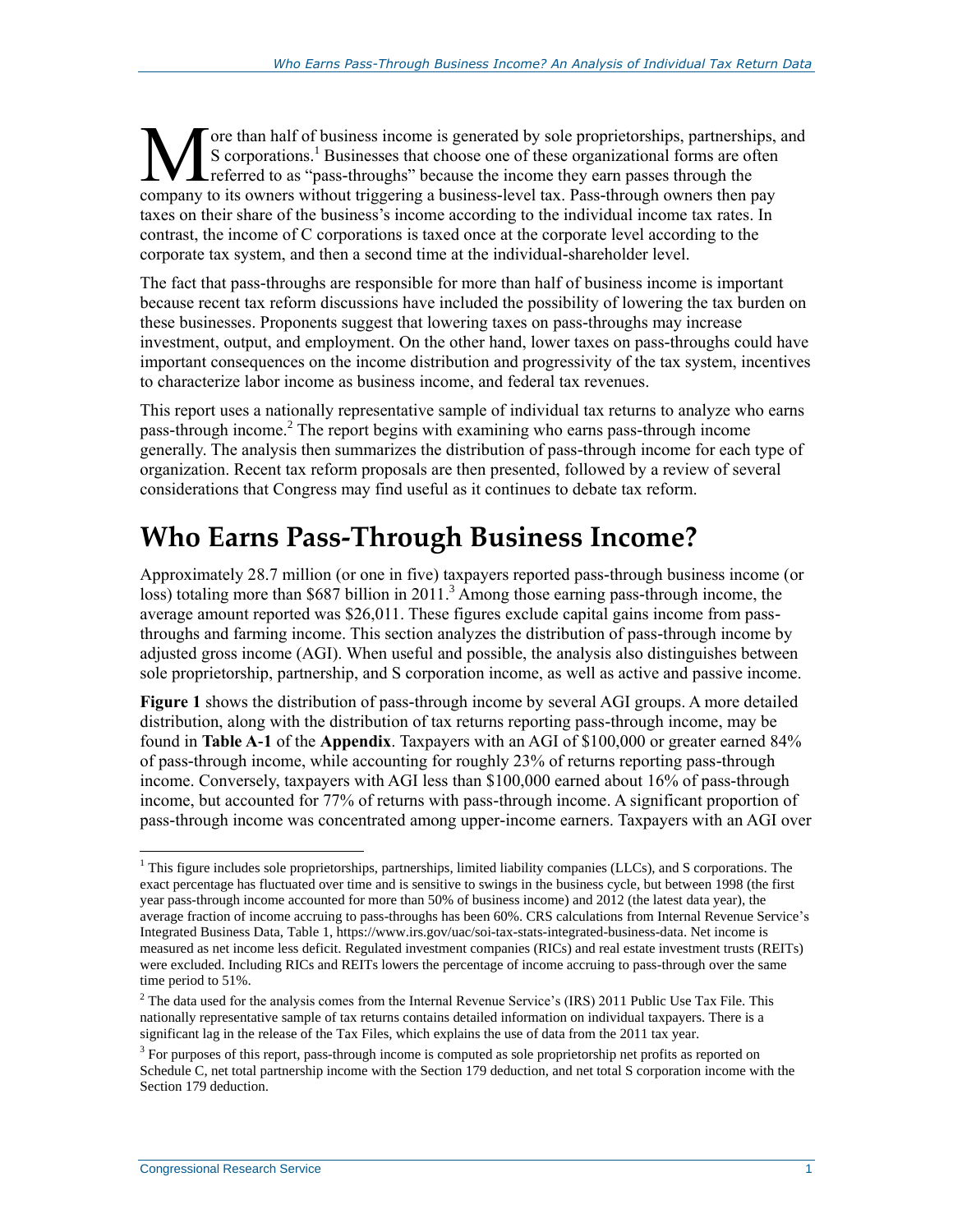More than half of business income is generated by sole proprietorships, partnerships, and S corporations.[1] Businesses that choose one of these organizational forms are often referred to as "pass-throughs" because the income they earn passes through the company to its owners without triggering a business-level tax. Pass-through owners then pay taxes on their share of the business's income according to the individual income tax rates. In contrast, the income of C corporations is taxed once at the corporate level according to the corporate tax system, and then a second time at the individual-shareholder level.

The fact that pass-throughs are responsible for more than half of business income is important because recent tax reform discussions have included the possibility of lowering the tax burden on these businesses. Proponents suggest that lowering taxes on pass-throughs may increase investment, output, and employment. On the other hand, lower taxes on pass-throughs could have important consequences on the income distribution and progressivity of the tax system, incentives to characterize labor income as business income, and federal tax revenues.

This report uses a nationally representative sample of individual tax returns to analyze who earns pass-through income.[2] The report begins with examining who earns pass-through income generally. The analysis then summarizes the distribution of pass-through income for each type of organization. Recent tax reform proposals are then presented, followed by a review of several considerations that Congress may find useful as it continues to debate tax reform.

# Who Earns Pass-Through Business Income?

Approximately 28.7 million (or one in five) taxpayers reported pass-through business income (or loss) totaling more than $687 billion in 2011.[3] Among those earning pass-through income, the average amount reported was $26,011. These figures exclude capital gains income from pass-throughs and farming income. This section analyzes the distribution of pass-through income by adjusted gross income (AGI). When useful and possible, the analysis also distinguishes between sole proprietorship, partnership, and S corporation income, as well as active and passive income.

**Figure 1** shows the distribution of pass-through income by several AGI groups. A more detailed distribution, along with the distribution of tax returns reporting pass-through income, may be found in **Table A-1** of the **Appendix**. Taxpayers with an AGI of $100,000 or greater earned 84% of pass-through income, while accounting for roughly 23% of returns reporting pass-through income. Conversely, taxpayers with AGI less than $100,000 earned about 16% of pass-through income, but accounted for 77% of returns with pass-through income. A significant proportion of pass-through income was concentrated among upper-income earners. Taxpayers with an AGI over

---

[1] This figure includes sole proprietorships, partnerships, limited liability companies (LLCs), and S corporations. The exact percentage has fluctuated over time and is sensitive to swings in the business cycle, but between 1998 (the first year pass-through income accounted for more than 50% of business income) and 2012 (the latest data year), the average fraction of income accruing to pass-throughs has been 60%. CRS calculations from Internal Revenue Service's Integrated Business Data, Table 1, https://www.irs.gov/uac/soi-tax-stats-integrated-business-data. Net income is measured as net income less deficit. Regulated investment companies (RICs) and real estate investment trusts (REITs) were excluded. Including RICs and REITs lowers the percentage of income accruing to pass-through over the same time period to 51%.

[2] The data used for the analysis comes from the Internal Revenue Service's (IRS) 2011 Public Use Tax File. This nationally representative sample of tax returns contains detailed information on individual taxpayers. There is a significant lag in the release of the Tax Files, which explains the use of data from the 2011 tax year.

[3] For purposes of this report, pass-through income is computed as sole proprietorship net profits as reported on Schedule C, net total partnership income with the Section 179 deduction, and net total S corporation income with the Section 179 deduction.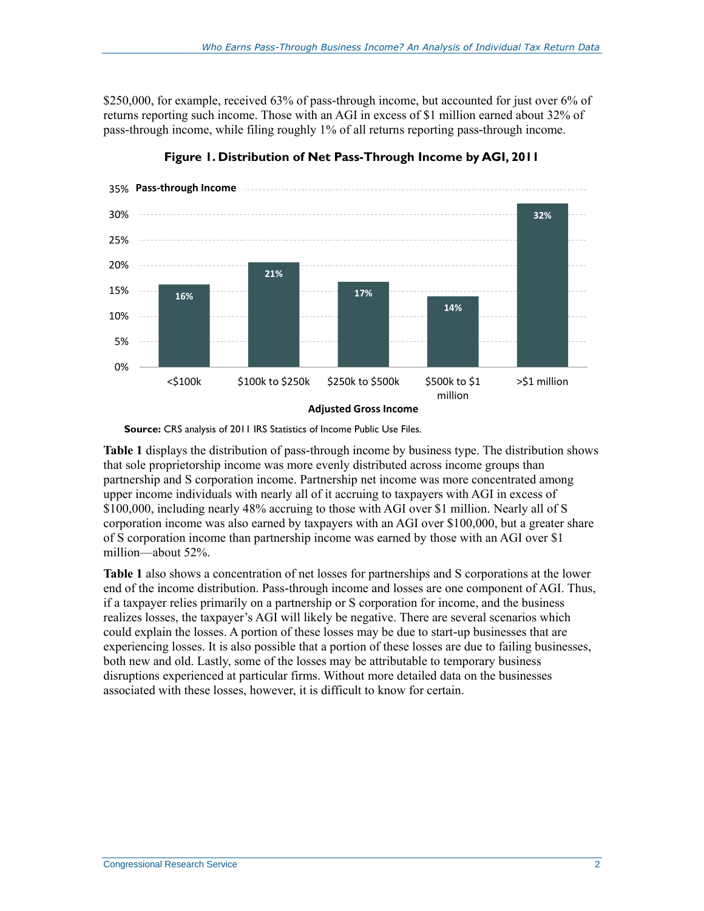$250,000, for example, received 63% of pass-through income, but accounted for just over 6% of returns reporting such income. Those with an AGI in excess of $1 million earned about 32% of pass-through income, while filing roughly 1% of all returns reporting pass-through income.

**Figure 1. Distribution of Net Pass-Through Income by AGI, 2011**

| Adjusted Gross Income | Pass-through Income |
|---|---|
| <$100k | 16% |
| $100k to $250k | 21% |
| $250k to $500k | 17% |
| $500k to $1 million | 14% |
| >$1 million | 32% |

**Source:** CRS analysis of 2011 IRS Statistics of Income Public Use Files.

**Table 1** displays the distribution of pass-through income by business type. The distribution shows that sole proprietorship income was more evenly distributed across income groups than partnership and S corporation income. Partnership net income was more concentrated among upper income individuals with nearly all of it accruing to taxpayers with AGI in excess of $100,000, including nearly 48% accruing to those with AGI over $1 million. Nearly all of S corporation income was also earned by taxpayers with an AGI over $100,000, but a greater share of S corporation income than partnership income was earned by those with an AGI over $1 million—about 52%.

**Table 1** also shows a concentration of net losses for partnerships and S corporations at the lower end of the income distribution. Pass-through income and losses are one component of AGI. Thus, if a taxpayer relies primarily on a partnership or S corporation for income, and the business realizes losses, the taxpayer's AGI will likely be negative. There are several scenarios which could explain the losses. A portion of these losses may be due to start-up businesses that are experiencing losses. It is also possible that a portion of these losses are due to failing businesses, both new and old. Lastly, some of the losses may be attributable to temporary business disruptions experienced at particular firms. Without more detailed data on the businesses associated with these losses, however, it is difficult to know for certain.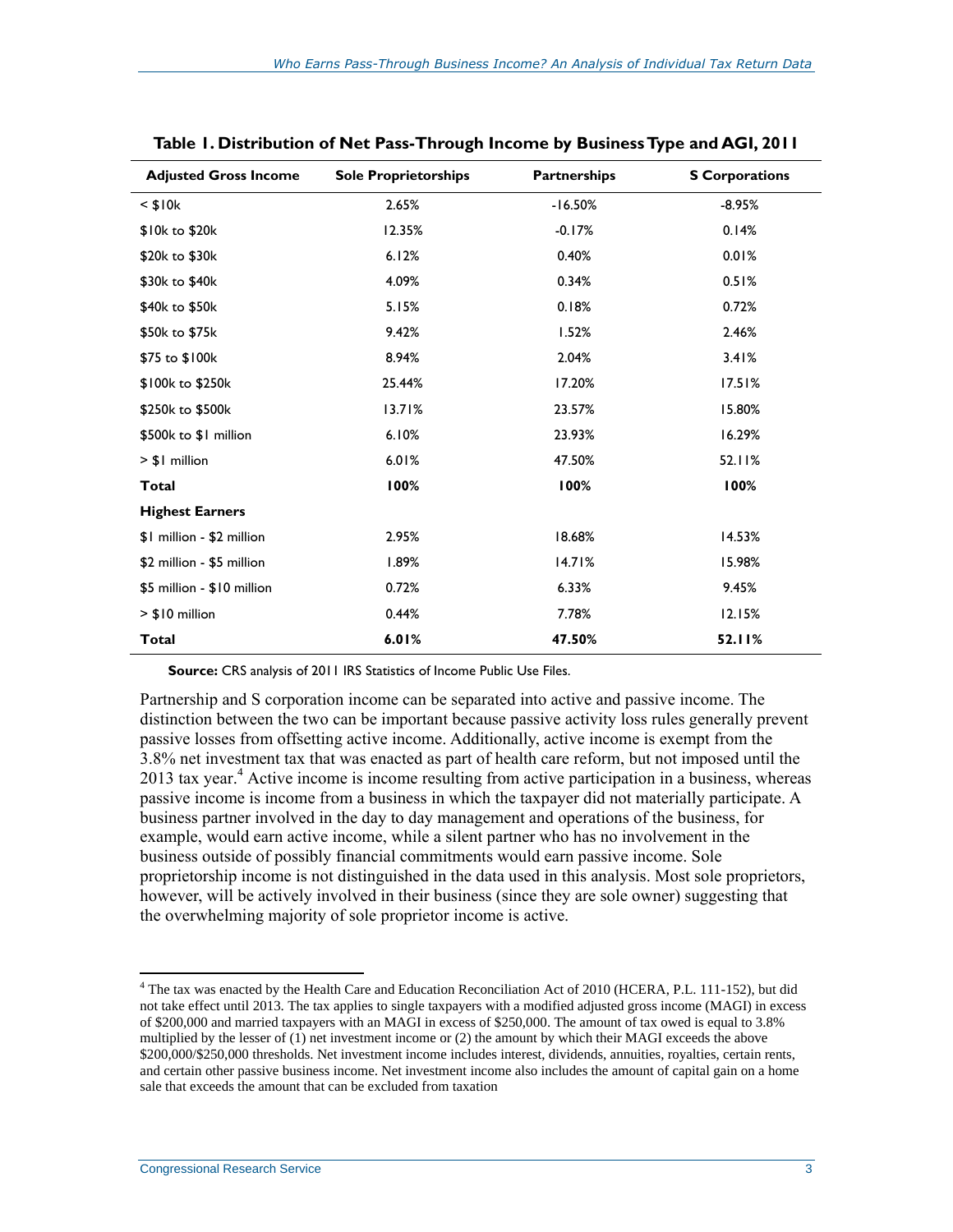**Table 1. Distribution of Net Pass-Through Income by Business Type and AGI, 2011**

| Adjusted Gross Income | Sole Proprietorships | Partnerships | S Corporations |
|---|---|---|---|
| < $10k | 2.65% | -16.50% | -8.95% |
| $10k to $20k | 12.35% | -0.17% | 0.14% |
| $20k to $30k | 6.12% | 0.40% | 0.01% |
| $30k to $40k | 4.09% | 0.34% | 0.51% |
| $40k to $50k | 5.15% | 0.18% | 0.72% |
| $50k to $75k | 9.42% | 1.52% | 2.46% |
| $75 to $100k | 8.94% | 2.04% | 3.41% |
| $100k to $250k | 25.44% | 17.20% | 17.51% |
| $250k to $500k | 13.71% | 23.57% | 15.80% |
| $500k to $1 million | 6.10% | 23.93% | 16.29% |
| > $1 million | 6.01% | 47.50% | 52.11% |
| **Total** | **100%** | **100%** | **100%** |
| **Highest Earners** | | | |
| $1 million - $2 million | 2.95% | 18.68% | 14.53% |
| $2 million - $5 million | 1.89% | 14.71% | 15.98% |
| $5 million - $10 million | 0.72% | 6.33% | 9.45% |
| > $10 million | 0.44% | 7.78% | 12.15% |
| **Total** | **6.01%** | **47.50%** | **52.11%** |

**Source:** CRS analysis of 2011 IRS Statistics of Income Public Use Files.

Partnership and S corporation income can be separated into active and passive income. The distinction between the two can be important because passive activity loss rules generally prevent passive losses from offsetting active income. Additionally, active income is exempt from the 3.8% net investment tax that was enacted as part of health care reform, but not imposed until the 2013 tax year.[4] Active income is income resulting from active participation in a business, whereas passive income is income from a business in which the taxpayer did not materially participate. A business partner involved in the day to day management and operations of the business, for example, would earn active income, while a silent partner who has no involvement in the business outside of possibly financial commitments would earn passive income. Sole proprietorship income is not distinguished in the data used in this analysis. Most sole proprietors, however, will be actively involved in their business (since they are sole owner) suggesting that the overwhelming majority of sole proprietor income is active.

[4] The tax was enacted by the Health Care and Education Reconciliation Act of 2010 (HCERA, P.L. 111-152), but did not take effect until 2013. The tax applies to single taxpayers with a modified adjusted gross income (MAGI) in excess of $200,000 and married taxpayers with an MAGI in excess of $250,000. The amount of tax owed is equal to 3.8% multiplied by the lesser of (1) net investment income or (2) the amount by which their MAGI exceeds the above $200,000/$250,000 thresholds. Net investment income includes interest, dividends, annuities, royalties, certain rents, and certain other passive business income. Net investment income also includes the amount of capital gain on a home sale that exceeds the amount that can be excluded from taxation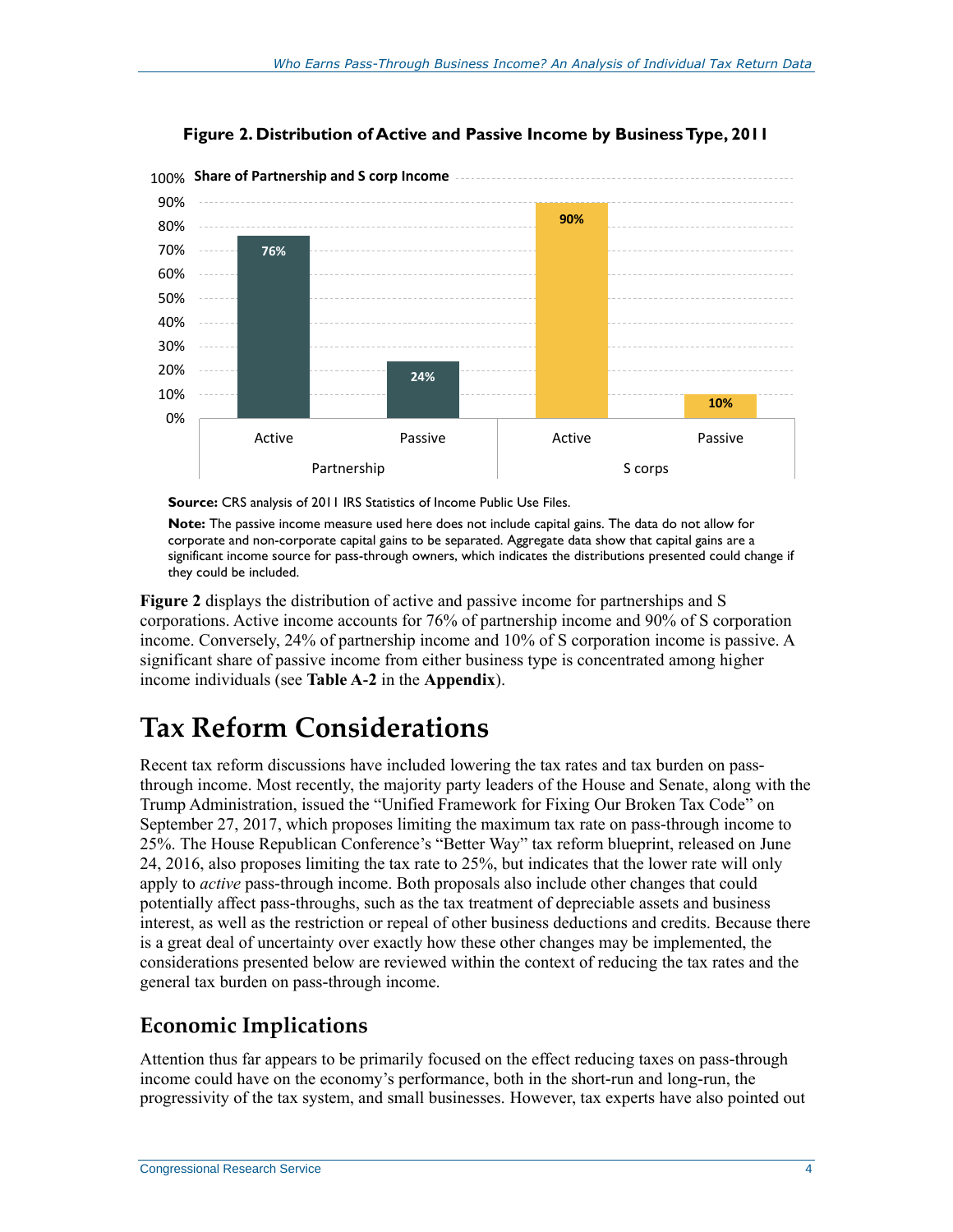**Figure 2. Distribution of Active and Passive Income by Business Type, 2011**

| Share of Partnership and S corp Income | Active | Passive |
| --- | --- | --- |
| Partnership | 76% | 24% |
| S corps | 90% | 10% |

**Source:** CRS analysis of 2011 IRS Statistics of Income Public Use Files.

**Note:** The passive income measure used here does not include capital gains. The data do not allow for corporate and non-corporate capital gains to be separated. Aggregate data show that capital gains are a significant income source for pass-through owners, which indicates the distributions presented could change if they could be included.

**Figure 2** displays the distribution of active and passive income for partnerships and S corporations. Active income accounts for 76% of partnership income and 90% of S corporation income. Conversely, 24% of partnership income and 10% of S corporation income is passive. A significant share of passive income from either business type is concentrated among higher income individuals (see **Table A-2** in the **Appendix**).

# Tax Reform Considerations

Recent tax reform discussions have included lowering the tax rates and tax burden on pass-through income. Most recently, the majority party leaders of the House and Senate, along with the Trump Administration, issued the "Unified Framework for Fixing Our Broken Tax Code" on September 27, 2017, which proposes limiting the maximum tax rate on pass-through income to 25%. The House Republican Conference's "Better Way" tax reform blueprint, released on June 24, 2016, also proposes limiting the tax rate to 25%, but indicates that the lower rate will only apply to *active* pass-through income. Both proposals also include other changes that could potentially affect pass-throughs, such as the tax treatment of depreciable assets and business interest, as well as the restriction or repeal of other business deductions and credits. Because there is a great deal of uncertainty over exactly how these other changes may be implemented, the considerations presented below are reviewed within the context of reducing the tax rates and the general tax burden on pass-through income.

## Economic Implications

Attention thus far appears to be primarily focused on the effect reducing taxes on pass-through income could have on the economy's performance, both in the short-run and long-run, the progressivity of the tax system, and small businesses. However, tax experts have also pointed out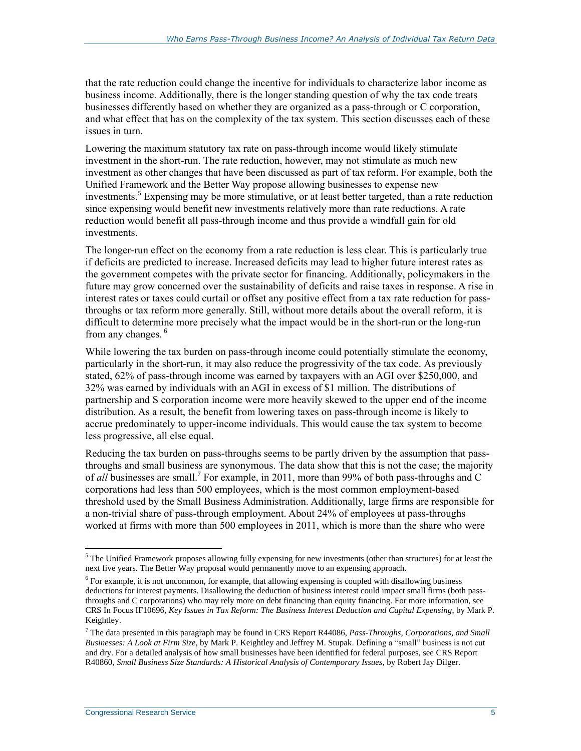that the rate reduction could change the incentive for individuals to characterize labor income as business income. Additionally, there is the longer standing question of why the tax code treats businesses differently based on whether they are organized as a pass-through or C corporation, and what effect that has on the complexity of the tax system. This section discusses each of these issues in turn.

Lowering the maximum statutory tax rate on pass-through income would likely stimulate investment in the short-run. The rate reduction, however, may not stimulate as much new investment as other changes that have been discussed as part of tax reform. For example, both the Unified Framework and the Better Way propose allowing businesses to expense new investments.[5] Expensing may be more stimulative, or at least better targeted, than a rate reduction since expensing would benefit new investments relatively more than rate reductions. A rate reduction would benefit all pass-through income and thus provide a windfall gain for old investments.

The longer-run effect on the economy from a rate reduction is less clear. This is particularly true if deficits are predicted to increase. Increased deficits may lead to higher future interest rates as the government competes with the private sector for financing. Additionally, policymakers in the future may grow concerned over the sustainability of deficits and raise taxes in response. A rise in interest rates or taxes could curtail or offset any positive effect from a tax rate reduction for pass-throughs or tax reform more generally. Still, without more details about the overall reform, it is difficult to determine more precisely what the impact would be in the short-run or the long-run from any changes.[6]

While lowering the tax burden on pass-through income could potentially stimulate the economy, particularly in the short-run, it may also reduce the progressivity of the tax code. As previously stated, 62% of pass-through income was earned by taxpayers with an AGI over $250,000, and 32% was earned by individuals with an AGI in excess of $1 million. The distributions of partnership and S corporation income were more heavily skewed to the upper end of the income distribution. As a result, the benefit from lowering taxes on pass-through income is likely to accrue predominately to upper-income individuals. This would cause the tax system to become less progressive, all else equal.

Reducing the tax burden on pass-throughs seems to be partly driven by the assumption that pass-throughs and small business are synonymous. The data show that this is not the case; the majority of *all* businesses are small.[7] For example, in 2011, more than 99% of both pass-throughs and C corporations had less than 500 employees, which is the most common employment-based threshold used by the Small Business Administration. Additionally, large firms are responsible for a non-trivial share of pass-through employment. About 24% of employees at pass-throughs worked at firms with more than 500 employees in 2011, which is more than the share who were

---

[5] The Unified Framework proposes allowing fully expensing for new investments (other than structures) for at least the next five years. The Better Way proposal would permanently move to an expensing approach.

[6] For example, it is not uncommon, for example, that allowing expensing is coupled with disallowing business deductions for interest payments. Disallowing the deduction of business interest could impact small firms (both pass-throughs and C corporations) who may rely more on debt financing than equity financing. For more information, see CRS In Focus IF10696, *Key Issues in Tax Reform: The Business Interest Deduction and Capital Expensing*, by Mark P. Keightley.

[7] The data presented in this paragraph may be found in CRS Report R44086, *Pass-Throughs, Corporations, and Small Businesses: A Look at Firm Size*, by Mark P. Keightley and Jeffrey M. Stupak. Defining a "small" business is not cut and dry. For a detailed analysis of how small businesses have been identified for federal purposes, see CRS Report R40860, *Small Business Size Standards: A Historical Analysis of Contemporary Issues*, by Robert Jay Dilger.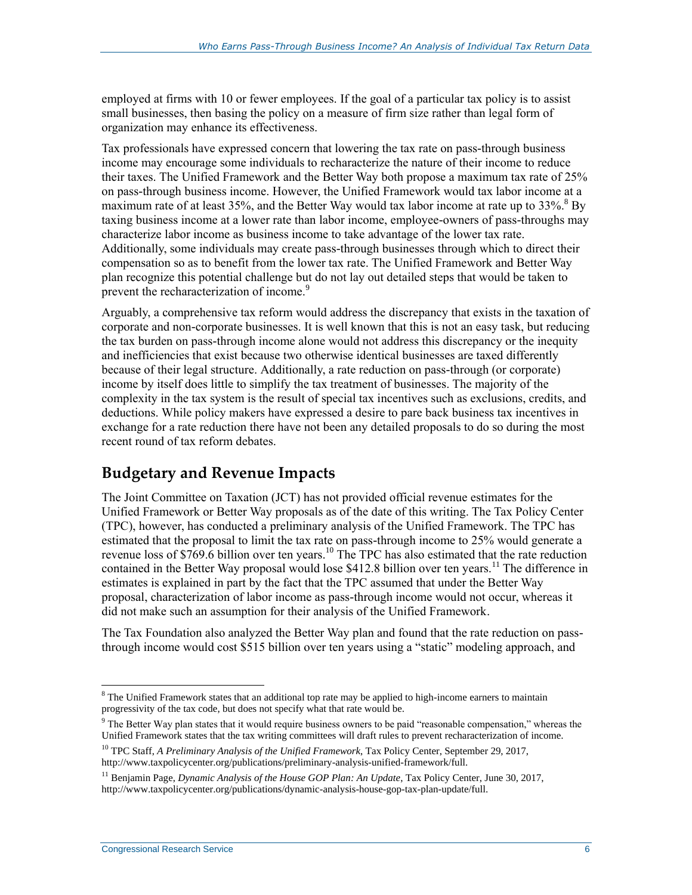employed at firms with 10 or fewer employees. If the goal of a particular tax policy is to assist small businesses, then basing the policy on a measure of firm size rather than legal form of organization may enhance its effectiveness.

Tax professionals have expressed concern that lowering the tax rate on pass-through business income may encourage some individuals to recharacterize the nature of their income to reduce their taxes. The Unified Framework and the Better Way both propose a maximum tax rate of 25% on pass-through business income. However, the Unified Framework would tax labor income at a maximum rate of at least 35%, and the Better Way would tax labor income at rate up to 33%.[8] By taxing business income at a lower rate than labor income, employee-owners of pass-throughs may characterize labor income as business income to take advantage of the lower tax rate. Additionally, some individuals may create pass-through businesses through which to direct their compensation so as to benefit from the lower tax rate. The Unified Framework and Better Way plan recognize this potential challenge but do not lay out detailed steps that would be taken to prevent the recharacterization of income.[9]

Arguably, a comprehensive tax reform would address the discrepancy that exists in the taxation of corporate and non-corporate businesses. It is well known that this is not an easy task, but reducing the tax burden on pass-through income alone would not address this discrepancy or the inequity and inefficiencies that exist because two otherwise identical businesses are taxed differently because of their legal structure. Additionally, a rate reduction on pass-through (or corporate) income by itself does little to simplify the tax treatment of businesses. The majority of the complexity in the tax system is the result of special tax incentives such as exclusions, credits, and deductions. While policy makers have expressed a desire to pare back business tax incentives in exchange for a rate reduction there have not been any detailed proposals to do so during the most recent round of tax reform debates.

## Budgetary and Revenue Impacts

The Joint Committee on Taxation (JCT) has not provided official revenue estimates for the Unified Framework or Better Way proposals as of the date of this writing. The Tax Policy Center (TPC), however, has conducted a preliminary analysis of the Unified Framework. The TPC has estimated that the proposal to limit the tax rate on pass-through income to 25% would generate a revenue loss of $769.6 billion over ten years.[10] The TPC has also estimated that the rate reduction contained in the Better Way proposal would lose $412.8 billion over ten years.[11] The difference in estimates is explained in part by the fact that the TPC assumed that under the Better Way proposal, characterization of labor income as pass-through income would not occur, whereas it did not make such an assumption for their analysis of the Unified Framework.

The Tax Foundation also analyzed the Better Way plan and found that the rate reduction on pass-through income would cost $515 billion over ten years using a "static" modeling approach, and

---

[8] The Unified Framework states that an additional top rate may be applied to high-income earners to maintain progressivity of the tax code, but does not specify what that rate would be.

[9] The Better Way plan states that it would require business owners to be paid "reasonable compensation," whereas the Unified Framework states that the tax writing committees will draft rules to prevent recharacterization of income.

[10] TPC Staff, *A Preliminary Analysis of the Unified Framework*, Tax Policy Center, September 29, 2017, http://www.taxpolicycenter.org/publications/preliminary-analysis-unified-framework/full.

[11] Benjamin Page, *Dynamic Analysis of the House GOP Plan: An Update*, Tax Policy Center, June 30, 2017, http://www.taxpolicycenter.org/publications/dynamic-analysis-house-gop-tax-plan-update/full.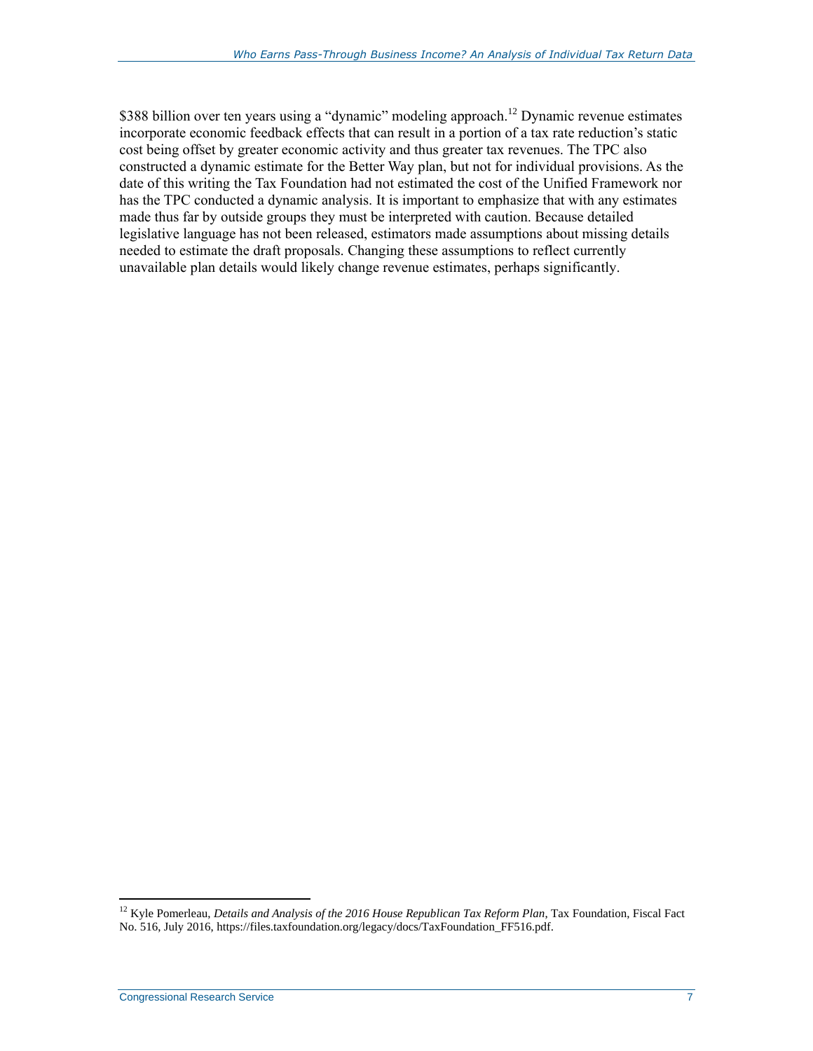$388 billion over ten years using a "dynamic" modeling approach.[12] Dynamic revenue estimates incorporate economic feedback effects that can result in a portion of a tax rate reduction's static cost being offset by greater economic activity and thus greater tax revenues. The TPC also constructed a dynamic estimate for the Better Way plan, but not for individual provisions. As the date of this writing the Tax Foundation had not estimated the cost of the Unified Framework nor has the TPC conducted a dynamic analysis. It is important to emphasize that with any estimates made thus far by outside groups they must be interpreted with caution. Because detailed legislative language has not been released, estimators made assumptions about missing details needed to estimate the draft proposals. Changing these assumptions to reflect currently unavailable plan details would likely change revenue estimates, perhaps significantly.

---

[12] Kyle Pomerleau, *Details and Analysis of the 2016 House Republican Tax Reform Plan*, Tax Foundation, Fiscal Fact No. 516, July 2016, https://files.taxfoundation.org/legacy/docs/TaxFoundation_FF516.pdf.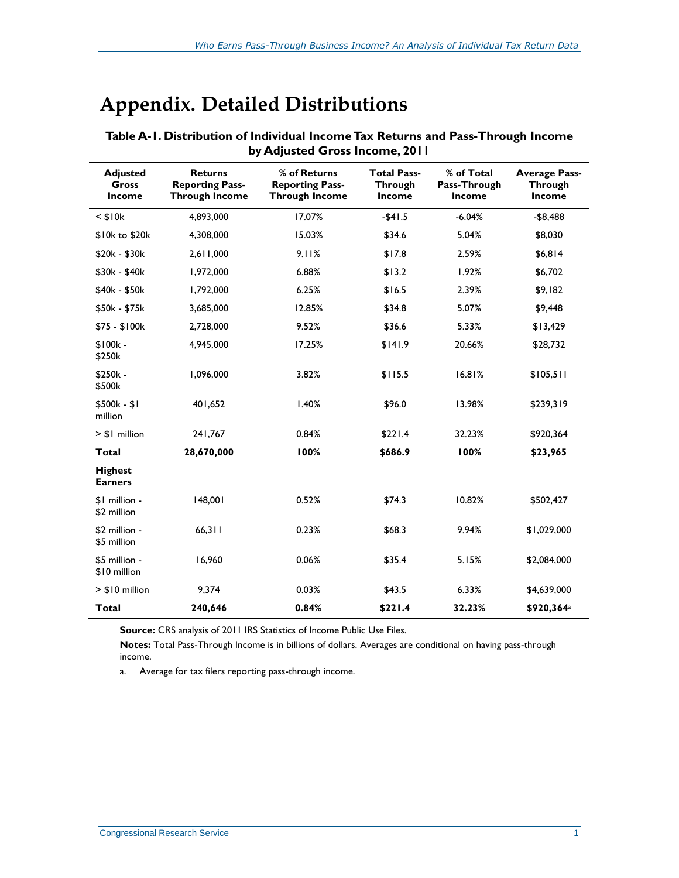# Appendix. Detailed Distributions

**Table A-1. Distribution of Individual Income Tax Returns and Pass-Through Income by Adjusted Gross Income, 2011**

| Adjusted Gross Income | Returns Reporting Pass-Through Income | % of Returns Reporting Pass-Through Income | Total Pass-Through Income | % of Total Pass-Through Income | Average Pass-Through Income |
|---|---|---|---|---|---|
| < $10k | 4,893,000 | 17.07% | -$41.5 | -6.04% | -$8,488 |
| $10k to $20k | 4,308,000 | 15.03% | $34.6 | 5.04% | $8,030 |
| $20k - $30k | 2,611,000 | 9.11% | $17.8 | 2.59% | $6,814 |
| $30k - $40k | 1,972,000 | 6.88% | $13.2 | 1.92% | $6,702 |
| $40k - $50k | 1,792,000 | 6.25% | $16.5 | 2.39% | $9,182 |
| $50k - $75k | 3,685,000 | 12.85% | $34.8 | 5.07% | $9,448 |
| $75 - $100k | 2,728,000 | 9.52% | $36.6 | 5.33% | $13,429 |
| $100k - $250k | 4,945,000 | 17.25% | $141.9 | 20.66% | $28,732 |
| $250k - $500k | 1,096,000 | 3.82% | $115.5 | 16.81% | $105,511 |
| $500k - $1 million | 401,652 | 1.40% | $96.0 | 13.98% | $239,319 |
| > $1 million | 241,767 | 0.84% | $221.4 | 32.23% | $920,364 |
| **Total** | **28,670,000** | **100%** | **$686.9** | **100%** | **$23,965** |
| **Highest Earners** | | | | | |
| $1 million - $2 million | 148,001 | 0.52% | $74.3 | 10.82% | $502,427 |
| $2 million - $5 million | 66,311 | 0.23% | $68.3 | 9.94% | $1,029,000 |
| $5 million - $10 million | 16,960 | 0.06% | $35.4 | 5.15% | $2,084,000 |
| > $10 million | 9,374 | 0.03% | $43.5 | 6.33% | $4,639,000 |
| **Total** | **240,646** | **0.84%** | **$221.4** | **32.23%** | **$920,364**[a] |

**Source:** CRS analysis of 2011 IRS Statistics of Income Public Use Files.

**Notes:** Total Pass-Through Income is in billions of dollars. Averages are conditional on having pass-through income.

a. Average for tax filers reporting pass-through income.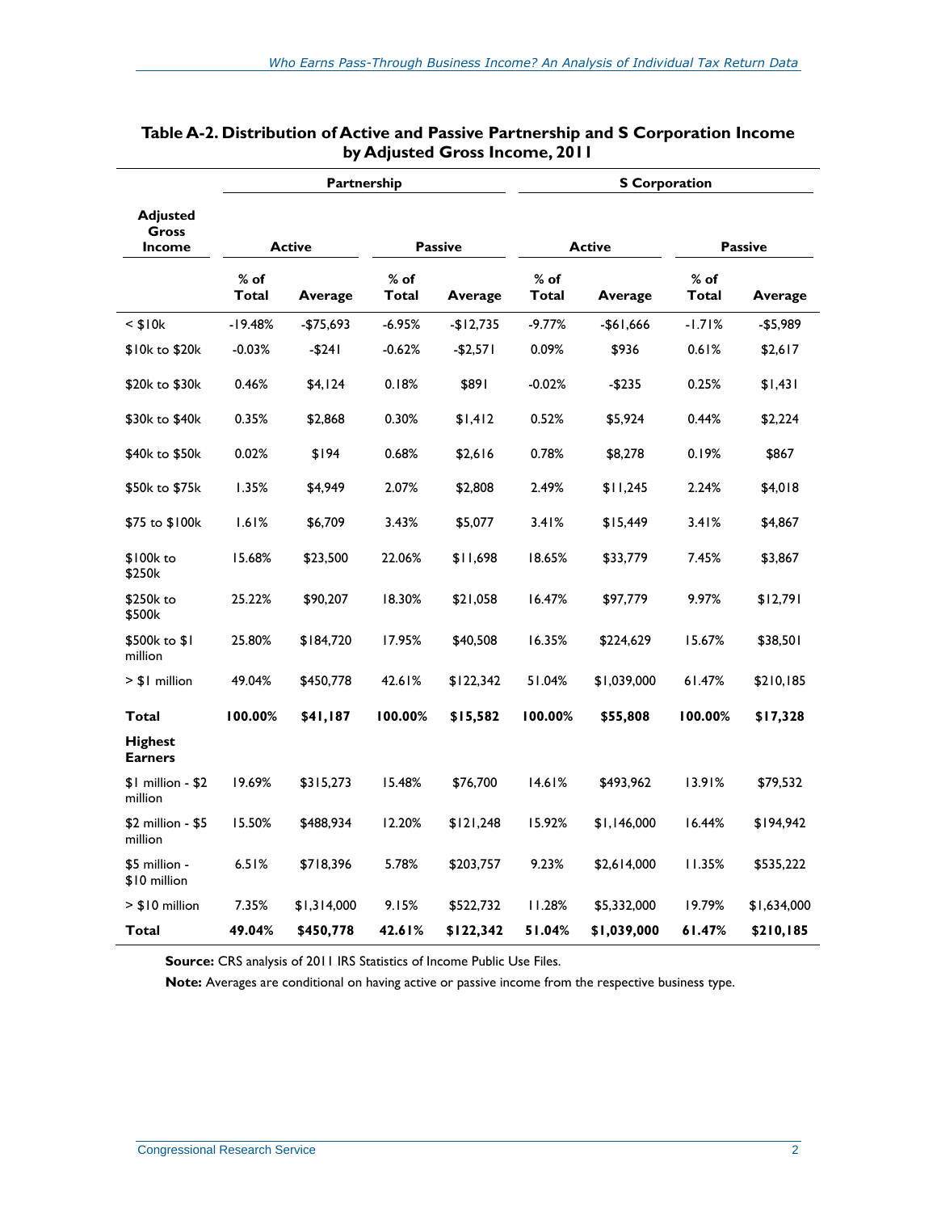**Table A-2. Distribution of Active and Passive Partnership and S Corporation Income by Adjusted Gross Income, 2011**

| Adjusted Gross Income | Partnership | | | | S Corporation | | | |
|---|---|---|---|---|---|---|---|---|
| | Active | | Passive | | Active | | Passive | |
| | % of Total | Average | % of Total | Average | % of Total | Average | % of Total | Average |
| < $10k | -19.48% | -$75,693 | -6.95% | -$12,735 | -9.77% | -$61,666 | -1.71% | -$5,989 |
| $10k to $20k | -0.03% | -$241 | -0.62% | -$2,571 | 0.09% | $936 | 0.61% | $2,617 |
| $20k to $30k | 0.46% | $4,124 | 0.18% | $891 | -0.02% | -$235 | 0.25% | $1,431 |
| $30k to $40k | 0.35% | $2,868 | 0.30% | $1,412 | 0.52% | $5,924 | 0.44% | $2,224 |
| $40k to $50k | 0.02% | $194 | 0.68% | $2,616 | 0.78% | $8,278 | 0.19% | $867 |
| $50k to $75k | 1.35% | $4,949 | 2.07% | $2,808 | 2.49% | $11,245 | 2.24% | $4,018 |
| $75 to $100k | 1.61% | $6,709 | 3.43% | $5,077 | 3.41% | $15,449 | 3.41% | $4,867 |
| $100k to $250k | 15.68% | $23,500 | 22.06% | $11,698 | 18.65% | $33,779 | 7.45% | $3,867 |
| $250k to $500k | 25.22% | $90,207 | 18.30% | $21,058 | 16.47% | $97,779 | 9.97% | $12,791 |
| $500k to $1 million | 25.80% | $184,720 | 17.95% | $40,508 | 16.35% | $224,629 | 15.67% | $38,501 |
| > $1 million | 49.04% | $450,778 | 42.61% | $122,342 | 51.04% | $1,039,000 | 61.47% | $210,185 |
| **Total** | **100.00%** | **$41,187** | **100.00%** | **$15,582** | **100.00%** | **$55,808** | **100.00%** | **$17,328** |
| **Highest Earners** | | | | | | | | |
| $1 million - $2 million | 19.69% | $315,273 | 15.48% | $76,700 | 14.61% | $493,962 | 13.91% | $79,532 |
| $2 million - $5 million | 15.50% | $488,934 | 12.20% | $121,248 | 15.92% | $1,146,000 | 16.44% | $194,942 |
| $5 million - $10 million | 6.51% | $718,396 | 5.78% | $203,757 | 9.23% | $2,614,000 | 11.35% | $535,222 |
| > $10 million | 7.35% | $1,314,000 | 9.15% | $522,732 | 11.28% | $5,332,000 | 19.79% | $1,634,000 |
| **Total** | **49.04%** | **$450,778** | **42.61%** | **$122,342** | **51.04%** | **$1,039,000** | **61.47%** | **$210,185** |

**Source:** CRS analysis of 2011 IRS Statistics of Income Public Use Files.

**Note:** Averages are conditional on having active or passive income from the respective business type.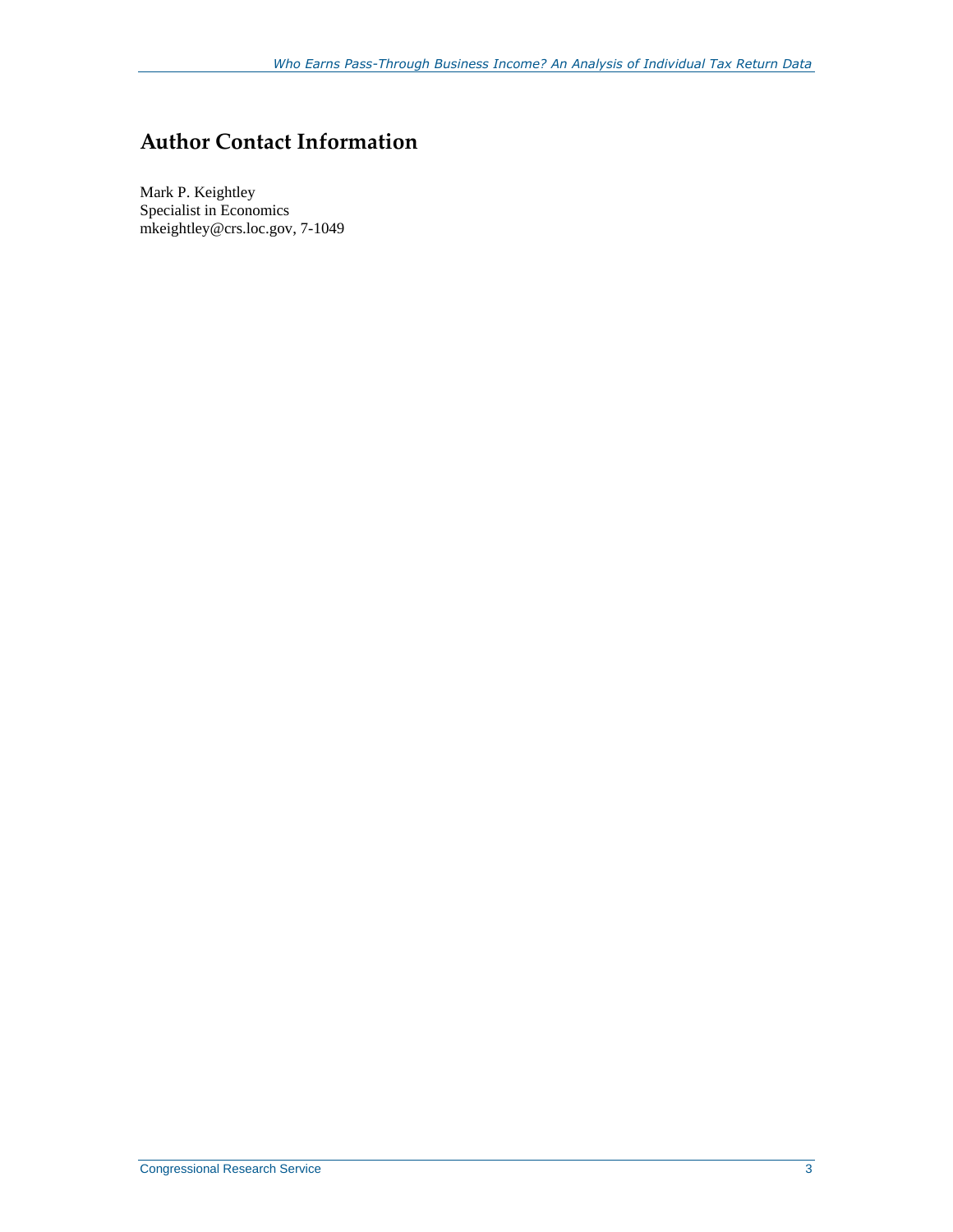## Author Contact Information

Mark P. Keightley
Specialist in Economics
mkeightley@crs.loc.gov, 7-1049